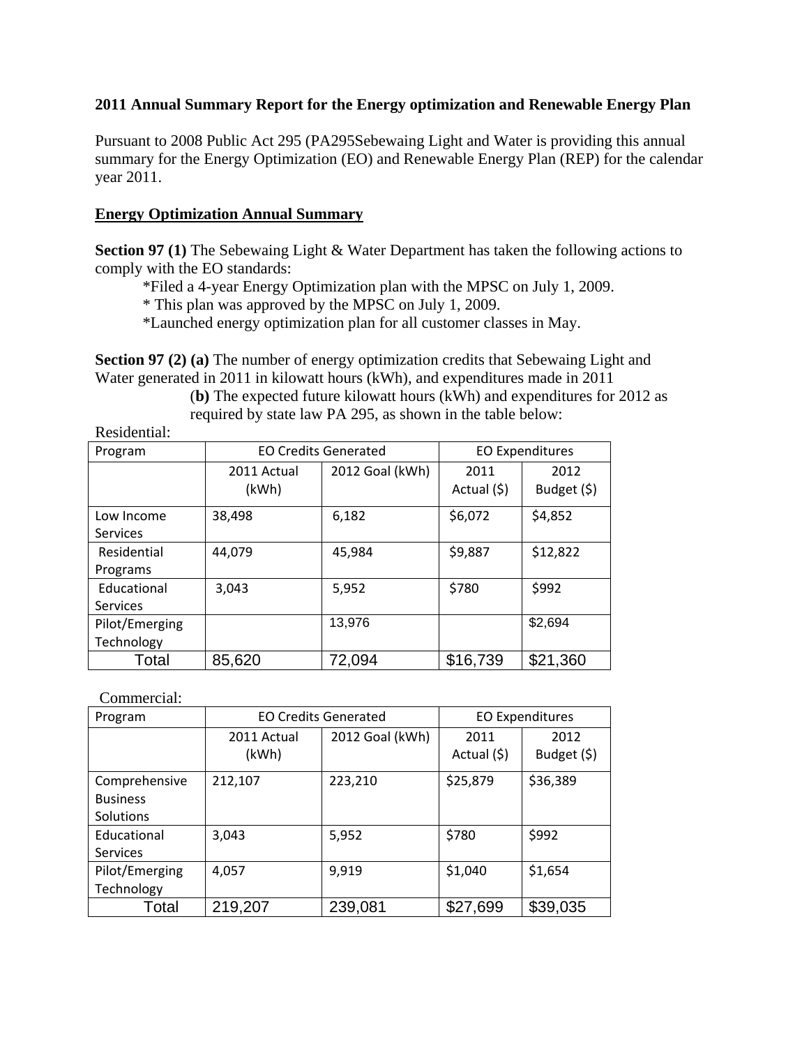**2011 Annual Summary Report for the Energy optimization and Renewable Energy Plan**

Pursuant to 2008 Public Act 295 (PA295Sebewaing Light and Water is providing this annual summary for the Energy Optimization (EO) and Renewable Energy Plan (REP) for the calendar year 2011.

## Energy Optimization Annual Summary

**Section 97 (1)** The Sebewaing Light & Water Department has taken the following actions to comply with the EO standards:

*Filed a 4-year Energy Optimization plan with the MPSC on July 1, 2009.
* This plan was approved by the MPSC on July 1, 2009.
*Launched energy optimization plan for all customer classes in May.

**Section 97 (2) (a)** The number of energy optimization credits that Sebewaing Light and Water generated in 2011 in kilowatt hours (kWh), and expenditures made in 2011

(**b)** The expected future kilowatt hours (kWh) and expenditures for 2012 as required by state law PA 295, as shown in the table below:

Residential:

| Program | EO Credits Generated | | EO Expenditures | |
|---|---|---|---|---|
| | 2011 Actual (kWh) | 2012 Goal (kWh) | 2011 Actual ($) | 2012 Budget ($) |
| Low Income Services | 38,498 | 6,182 | $6,072 | $4,852 |
| Residential Programs | 44,079 | 45,984 | $9,887 | $12,822 |
| Educational Services | 3,043 | 5,952 | $780 | $992 |
| Pilot/Emerging Technology | | 13,976 | | $2,694 |
| Total | 85,620 | 72,094 | $16,739 | $21,360 |

Commercial:

| Program | EO Credits Generated | | EO Expenditures | |
|---|---|---|---|---|
| | 2011 Actual (kWh) | 2012 Goal (kWh) | 2011 Actual ($) | 2012 Budget ($) |
| Comprehensive Business Solutions | 212,107 | 223,210 | $25,879 | $36,389 |
| Educational Services | 3,043 | 5,952 | $780 | $992 |
| Pilot/Emerging Technology | 4,057 | 9,919 | $1,040 | $1,654 |
| Total | 219,207 | 239,081 | $27,699 | $39,035 |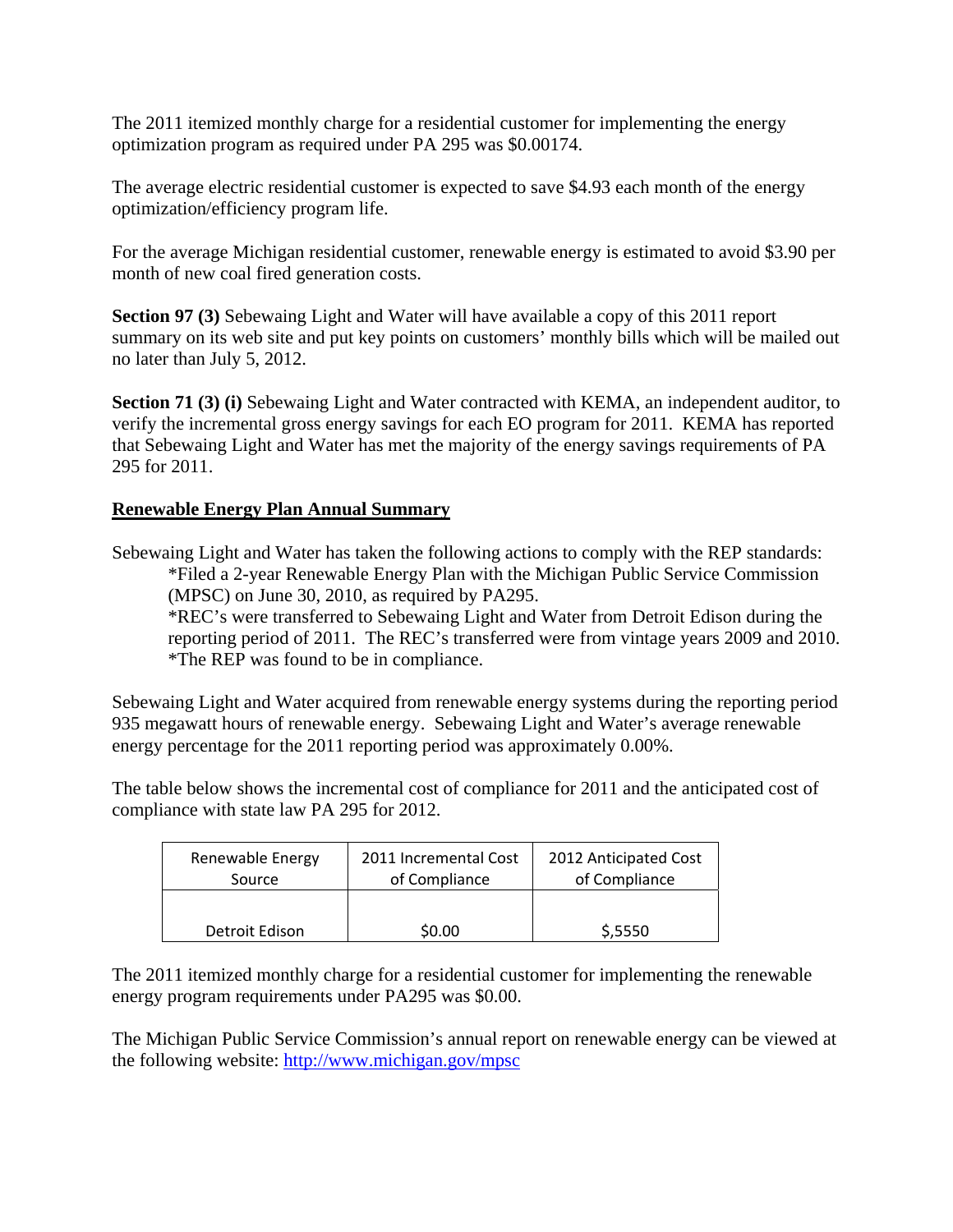The 2011 itemized monthly charge for a residential customer for implementing the energy optimization program as required under PA 295 was $0.00174.

The average electric residential customer is expected to save $4.93 each month of the energy optimization/efficiency program life.

For the average Michigan residential customer, renewable energy is estimated to avoid $3.90 per month of new coal fired generation costs.

**Section 97 (3)** Sebewaing Light and Water will have available a copy of this 2011 report summary on its web site and put key points on customers' monthly bills which will be mailed out no later than July 5, 2012.

**Section 71 (3) (i)** Sebewaing Light and Water contracted with KEMA, an independent auditor, to verify the incremental gross energy savings for each EO program for 2011. KEMA has reported that Sebewaing Light and Water has met the majority of the energy savings requirements of PA 295 for 2011.

## Renewable Energy Plan Annual Summary

Sebewaing Light and Water has taken the following actions to comply with the REP standards:

*Filed a 2-year Renewable Energy Plan with the Michigan Public Service Commission (MPSC) on June 30, 2010, as required by PA295.
*REC's were transferred to Sebewaing Light and Water from Detroit Edison during the reporting period of 2011. The REC's transferred were from vintage years 2009 and 2010.
*The REP was found to be in compliance.

Sebewaing Light and Water acquired from renewable energy systems during the reporting period 935 megawatt hours of renewable energy. Sebewaing Light and Water's average renewable energy percentage for the 2011 reporting period was approximately 0.00%.

The table below shows the incremental cost of compliance for 2011 and the anticipated cost of compliance with state law PA 295 for 2012.

| Renewable Energy Source | 2011 Incremental Cost of Compliance | 2012 Anticipated Cost of Compliance |
|---|---|---|
| Detroit Edison | $0.00 | $,5550 |

The 2011 itemized monthly charge for a residential customer for implementing the renewable energy program requirements under PA295 was $0.00.

The Michigan Public Service Commission's annual report on renewable energy can be viewed at the following website: http://www.michigan.gov/mpsc